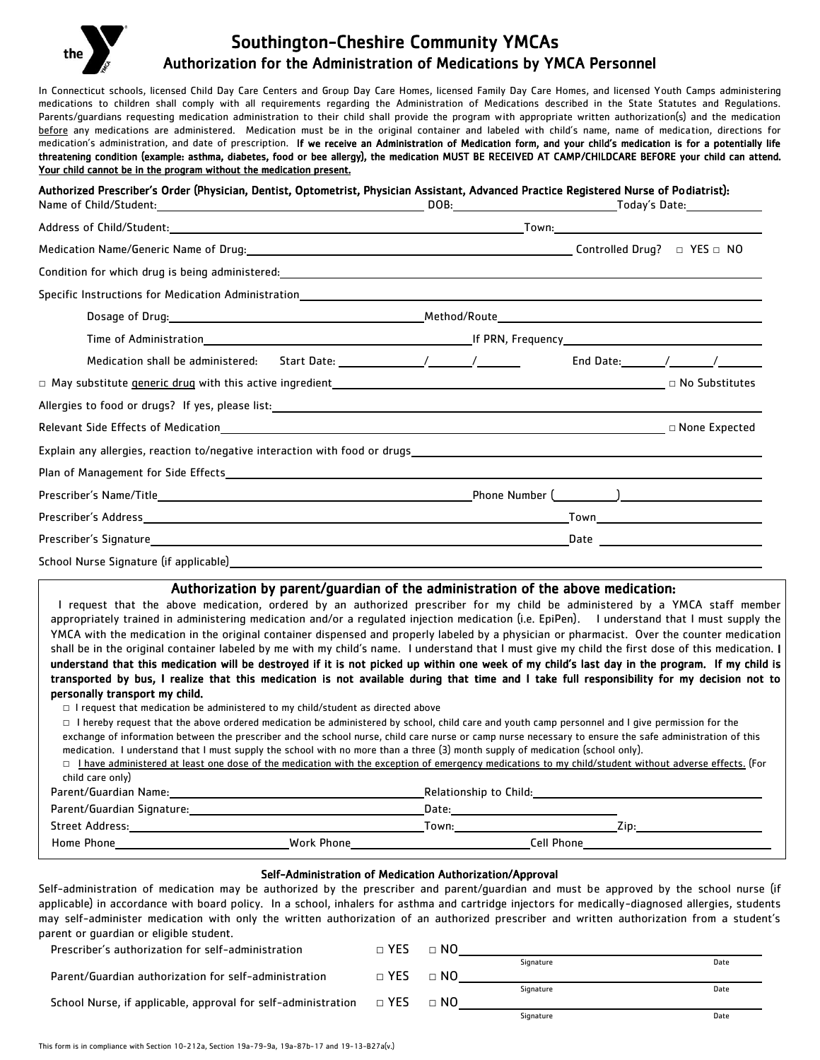# Southington-Cheshire Community YMCAs

## Authorization for the Administration of Medications by YMCA Personnel

In Connecticut schools, licensed Child Day Care Centers and Group Day Care Homes, licensed Family Day Care Homes, and licensed Youth Camps administering medications to children shall comply with all requirements regarding the Administration of Medications described in the State Statutes and Regulations. Parents/guardians requesting medication administration to their child shall provide the program with appropriate written authorization(s) and the medication before any medications are administered. Medication must be in the original container and labeled with child's name, name of medication, directions for medication's administration, and date of prescription. **If we receive an Administration of Medication form, and your child's medication is for a potentially life threatening condition (example: asthma, diabetes, food or bee allergy), the medication MUST BE RECEIVED AT CAMP/CHILDCARE BEFORE your child can attend. Your child cannot be in the program without the medication present.**

**Authorized Prescriber's Order (Physician, Dentist, Optometrist, Physician Assistant, Advanced Practice Registered Nurse of Podiatrist):**

Name of Child/Student:\_\_\_\_\_\_\_\_\_\_\_\_\_\_\_\_ DOB:\_\_\_\_\_\_\_\_\_\_ Today's Date:\_\_\_\_\_\_\_\_\_\_

Address of Child/Student:\_\_\_\_\_\_\_\_\_\_\_\_\_\_\_\_ Town:\_\_\_\_\_\_\_\_\_\_

Medication Name/Generic Name of Drug:\_\_\_\_\_\_\_\_\_\_\_\_\_\_\_\_ Controlled Drug? □ YES □ NO

Condition for which drug is being administered:\_\_\_\_\_\_\_\_\_\_\_\_\_\_\_\_

Specific Instructions for Medication Administration\_\_\_\_\_\_\_\_\_\_\_\_\_\_\_\_

Dosage of Drug:\_\_\_\_\_\_\_\_\_\_ Method/Route\_\_\_\_\_\_\_\_\_\_

Time of Administration\_\_\_\_\_\_\_\_\_\_ If PRN, Frequency\_\_\_\_\_\_\_\_\_\_

Medication shall be administered: Start Date: \_\_\_\_/\_\_\_\_/\_\_\_\_ End Date:\_\_\_\_/\_\_\_\_/\_\_\_\_

□ May substitute generic drug with this active ingredient\_\_\_\_\_\_\_\_\_\_\_\_\_\_\_\_ □ No Substitutes

Allergies to food or drugs? If yes, please list:\_\_\_\_\_\_\_\_\_\_\_\_\_\_\_\_

Relevant Side Effects of Medication\_\_\_\_\_\_\_\_\_\_\_\_\_\_\_\_ □ None Expected

Explain any allergies, reaction to/negative interaction with food or drugs\_\_\_\_\_\_\_\_\_\_\_\_\_\_\_\_

Plan of Management for Side Effects\_\_\_\_\_\_\_\_\_\_\_\_\_\_\_\_

Prescriber's Name/Title\_\_\_\_\_\_\_\_\_\_\_\_\_\_\_\_ Phone Number (\_\_\_\_\_)\_\_\_\_\_\_\_\_\_\_

Prescriber's Address\_\_\_\_\_\_\_\_\_\_\_\_\_\_\_\_ Town\_\_\_\_\_\_\_\_\_\_

Prescriber's Signature\_\_\_\_\_\_\_\_\_\_\_\_\_\_\_\_ Date \_\_\_\_\_\_\_\_\_\_

School Nurse Signature (if applicable)\_\_\_\_\_\_\_\_\_\_\_\_\_\_\_\_

### Authorization by parent/guardian of the administration of the above medication:

I request that the above medication, ordered by an authorized prescriber for my child be administered by a YMCA staff member appropriately trained in administering medication and/or a regulated injection medication (i.e. EpiPen). I understand that I must supply the YMCA with the medication in the original container dispensed and properly labeled by a physician or pharmacist. Over the counter medication shall be in the original container labeled by me with my child's name. I understand that I must give my child the first dose of this medication. **I understand that this medication will be destroyed if it is not picked up within one week of my child's last day in the program. If my child is transported by bus, I realize that this medication is not available during that time and I take full responsibility for my decision not to personally transport my child.**

□ I request that medication be administered to my child/student as directed above

□ I hereby request that the above ordered medication be administered by school, child care and youth camp personnel and I give permission for the exchange of information between the prescriber and the school nurse, child care nurse or camp nurse necessary to ensure the safe administration of this medication. I understand that I must supply the school with no more than a three (3) month supply of medication (school only).

□ I have administered at least one dose of the medication with the exception of emergency medications to my child/student without adverse effects. (For child care only)

Parent/Guardian Name:\_\_\_\_\_\_\_\_\_\_\_\_\_\_\_\_ Relationship to Child:\_\_\_\_\_\_\_\_\_\_

Parent/Guardian Signature:\_\_\_\_\_\_\_\_\_\_\_\_\_\_\_\_ Date:\_\_\_\_\_\_\_\_\_\_

Street Address:\_\_\_\_\_\_\_\_\_\_\_\_\_\_\_\_ Town:\_\_\_\_\_\_\_\_\_\_ Zip:\_\_\_\_\_\_\_\_\_\_

Home Phone\_\_\_\_\_\_\_\_\_\_ Work Phone\_\_\_\_\_\_\_\_\_\_ Cell Phone\_\_\_\_\_\_\_\_\_\_

### Self-Administration of Medication Authorization/Approval

Self-administration of medication may be authorized by the prescriber and parent/guardian and must be approved by the school nurse (if applicable) in accordance with board policy. In a school, inhalers for asthma and cartridge injectors for medically-diagnosed allergies, students may self-administer medication with only the written authorization of an authorized prescriber and written authorization from a student's parent or guardian or eligible student.

| | | | | |
|---|---|---|---|---|
| Prescriber's authorization for self-administration | □ YES | □ NO | Signature | Date |
| Parent/Guardian authorization for self-administration | □ YES | □ NO | Signature | Date |
| School Nurse, if applicable, approval for self-administration | □ YES | □ NO | Signature | Date |

This form is in compliance with Section 10-212a, Section 19a-79-9a, 19a-87b-17 and 19-13-B27a(v.)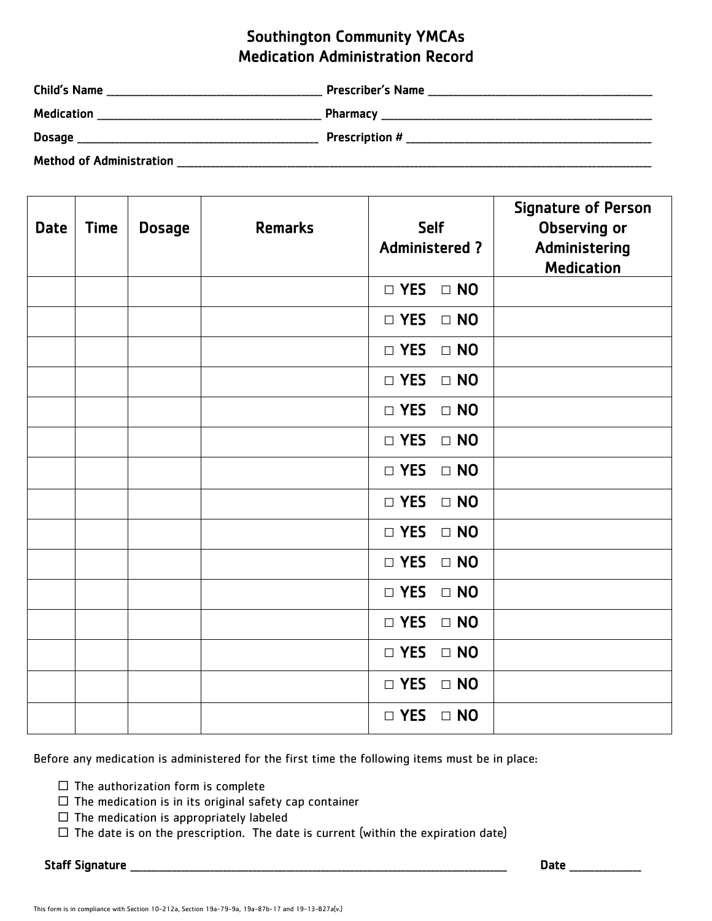# Southington Community YMCAs
## Medication Administration Record

Child's Name ______________________________ Prescriber's Name ______________________________

Medication ______________________________ Pharmacy ______________________________

Dosage ______________________________ Prescription # ______________________________

Method of Administration ______________________________________________________________

| Date | Time | Dosage | Remarks | Self Administered ? | Signature of Person Observing or Administering Medication |
|---|---|---|---|---|---|
| | | | | ☐ YES ☐ NO | |
| | | | | ☐ YES ☐ NO | |
| | | | | ☐ YES ☐ NO | |
| | | | | ☐ YES ☐ NO | |
| | | | | ☐ YES ☐ NO | |
| | | | | ☐ YES ☐ NO | |
| | | | | ☐ YES ☐ NO | |
| | | | | ☐ YES ☐ NO | |
| | | | | ☐ YES ☐ NO | |
| | | | | ☐ YES ☐ NO | |
| | | | | ☐ YES ☐ NO | |
| | | | | ☐ YES ☐ NO | |
| | | | | ☐ YES ☐ NO | |
| | | | | ☐ YES ☐ NO | |
| | | | | ☐ YES ☐ NO | |

Before any medication is administered for the first time the following items must be in place:

- ☐ The authorization form is complete
- ☐ The medication is in its original safety cap container
- ☐ The medication is appropriately labeled
- ☐ The date is on the prescription. The date is current (within the expiration date)

**Staff Signature** ______________________________________________ **Date** __________

This form is in compliance with Section 10-212a, Section 19a-79-9a, 19a-87b-17 and 19-13-B27a(v.)